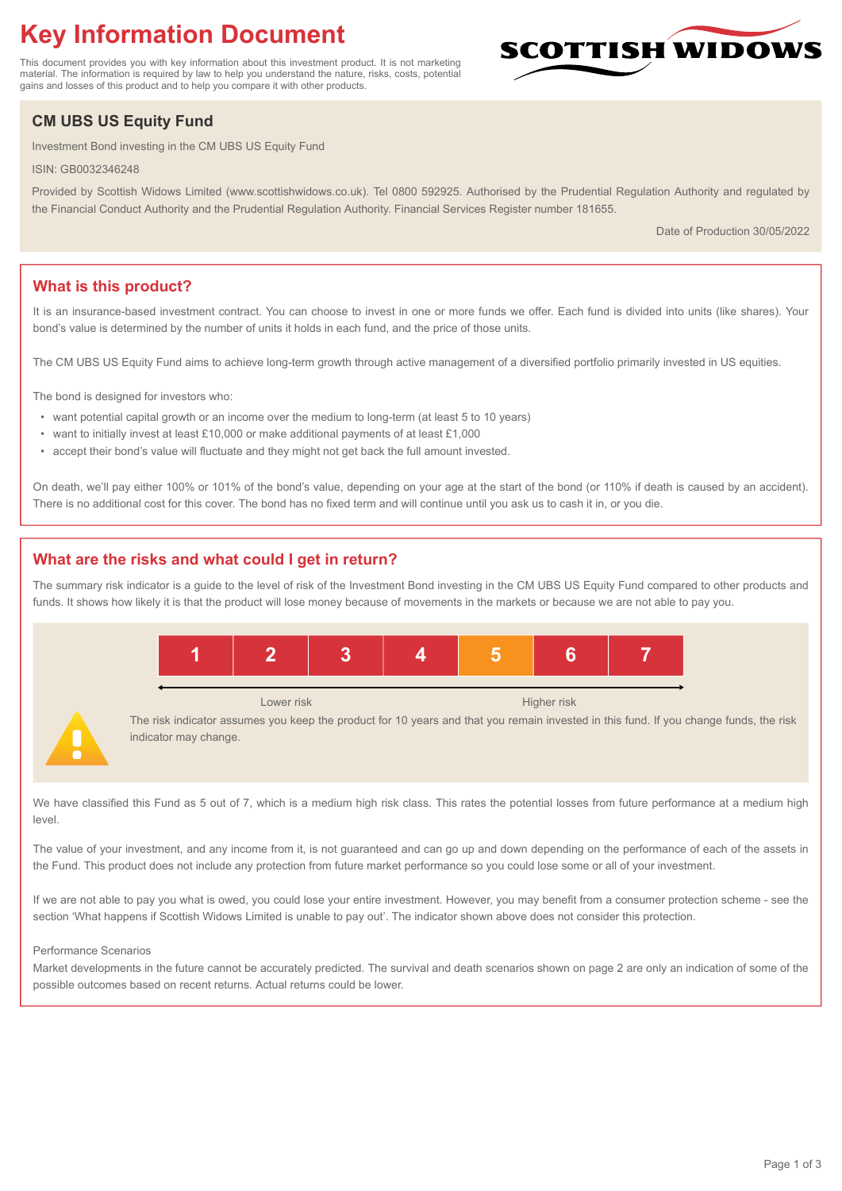# Key Information Document

This document provides you with key information about this investment product. It is not marketing material. The information is required by law to help you understand the nature, risks, costs, potential gains and losses of this product and to help you compare it with other products.

SCOTTISH WIDOWS

## CM UBS US Equity Fund

Investment Bond investing in the CM UBS US Equity Fund

ISIN: GB0032346248

Provided by Scottish Widows Limited (www.scottishwidows.co.uk). Tel 0800 592925. Authorised by the Prudential Regulation Authority and regulated by the Financial Conduct Authority and the Prudential Regulation Authority. Financial Services Register number 181655.

Date of Production 30/05/2022

## What is this product?

It is an insurance-based investment contract. You can choose to invest in one or more funds we offer. Each fund is divided into units (like shares). Your bond's value is determined by the number of units it holds in each fund, and the price of those units.

The CM UBS US Equity Fund aims to achieve long-term growth through active management of a diversified portfolio primarily invested in US equities.

The bond is designed for investors who:

- want potential capital growth or an income over the medium to long-term (at least 5 to 10 years)
- want to initially invest at least £10,000 or make additional payments of at least £1,000
- accept their bond's value will fluctuate and they might not get back the full amount invested.

On death, we'll pay either 100% or 101% of the bond's value, depending on your age at the start of the bond (or 110% if death is caused by an accident). There is no additional cost for this cover. The bond has no fixed term and will continue until you ask us to cash it in, or you die.

## What are the risks and what could I get in return?

The summary risk indicator is a guide to the level of risk of the Investment Bond investing in the CM UBS US Equity Fund compared to other products and funds. It shows how likely it is that the product will lose money because of movements in the markets or because we are not able to pay you.

1 2 3 4 **5** 6 7

Lower risk — Higher risk

The risk indicator assumes you keep the product for 10 years and that you remain invested in this fund. If you change funds, the risk indicator may change.

We have classified this Fund as 5 out of 7, which is a medium high risk class. This rates the potential losses from future performance at a medium high level.

The value of your investment, and any income from it, is not guaranteed and can go up and down depending on the performance of each of the assets in the Fund. This product does not include any protection from future market performance so you could lose some or all of your investment.

If we are not able to pay you what is owed, you could lose your entire investment. However, you may benefit from a consumer protection scheme - see the section 'What happens if Scottish Widows Limited is unable to pay out'. The indicator shown above does not consider this protection.

Performance Scenarios

Market developments in the future cannot be accurately predicted. The survival and death scenarios shown on page 2 are only an indication of some of the possible outcomes based on recent returns. Actual returns could be lower.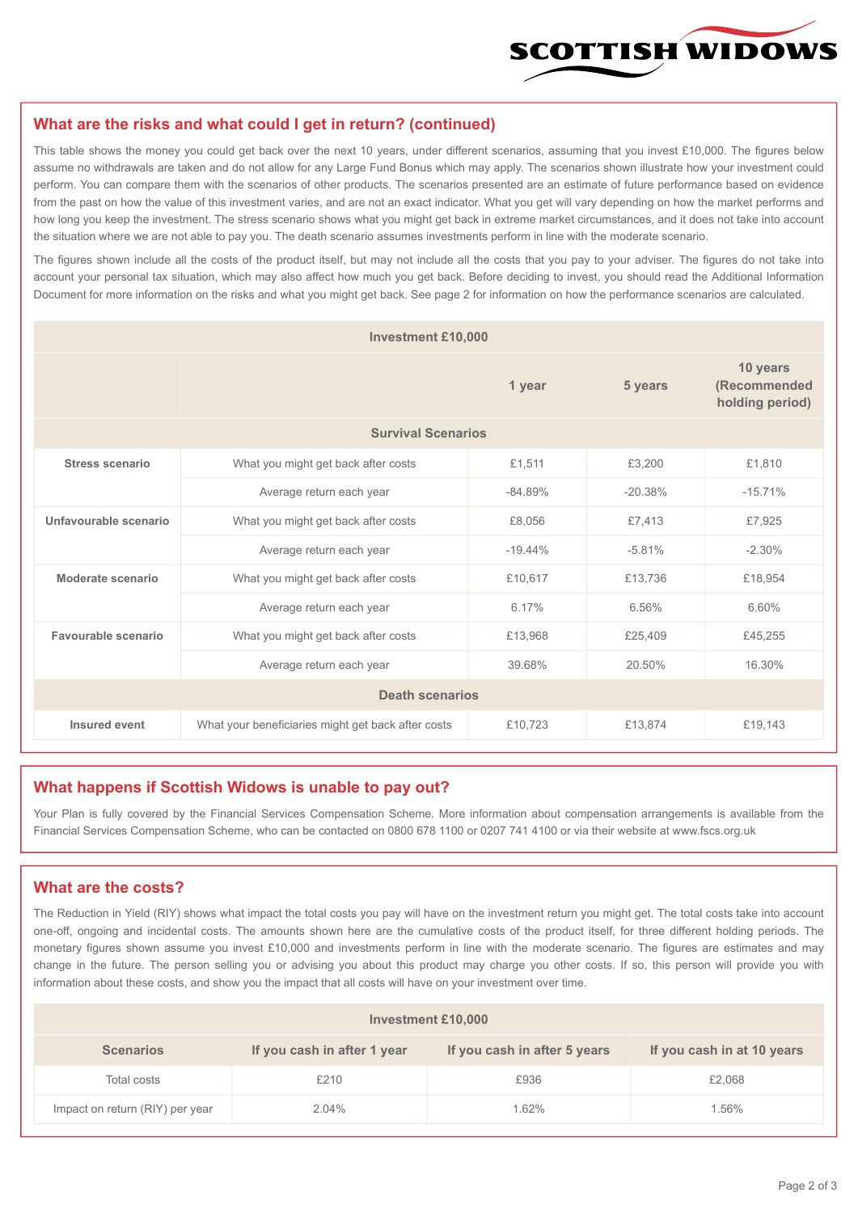## What are the risks and what could I get in return? (continued)

This table shows the money you could get back over the next 10 years, under different scenarios, assuming that you invest £10,000. The figures below assume no withdrawals are taken and do not allow for any Large Fund Bonus which may apply. The scenarios shown illustrate how your investment could perform. You can compare them with the scenarios of other products. The scenarios presented are an estimate of future performance based on evidence from the past on how the value of this investment varies, and are not an exact indicator. What you get will vary depending on how the market performs and how long you keep the investment. The stress scenario shows what you might get back in extreme market circumstances, and it does not take into account the situation where we are not able to pay you. The death scenario assumes investments perform in line with the moderate scenario.

The figures shown include all the costs of the product itself, but may not include all the costs that you pay to your adviser. The figures do not take into account your personal tax situation, which may also affect how much you get back. Before deciding to invest, you should read the Additional Information Document for more information on the risks and what you might get back. See page 2 for information on how the performance scenarios are calculated.

| Investment £10,000 | | | | |
|---|---|---|---|---|
| | | 1 year | 5 years | 10 years (Recommended holding period) |
| **Survival Scenarios** | | | | |
| **Stress scenario** | What you might get back after costs | £1,511 | £3,200 | £1,810 |
| | Average return each year | -84.89% | -20.38% | -15.71% |
| **Unfavourable scenario** | What you might get back after costs | £8,056 | £7,413 | £7,925 |
| | Average return each year | -19.44% | -5.81% | -2.30% |
| **Moderate scenario** | What you might get back after costs | £10,617 | £13,736 | £18,954 |
| | Average return each year | 6.17% | 6.56% | 6.60% |
| **Favourable scenario** | What you might get back after costs | £13,968 | £25,409 | £45,255 |
| | Average return each year | 39.68% | 20.50% | 16.30% |
| **Death scenarios** | | | | |
| **Insured event** | What your beneficiaries might get back after costs | £10,723 | £13,874 | £19,143 |

## What happens if Scottish Widows is unable to pay out?

Your Plan is fully covered by the Financial Services Compensation Scheme. More information about compensation arrangements is available from the Financial Services Compensation Scheme, who can be contacted on 0800 678 1100 or 0207 741 4100 or via their website at www.fscs.org.uk

## What are the costs?

The Reduction in Yield (RIY) shows what impact the total costs you pay will have on the investment return you might get. The total costs take into account one-off, ongoing and incidental costs. The amounts shown here are the cumulative costs of the product itself, for three different holding periods. The monetary figures shown assume you invest £10,000 and investments perform in line with the moderate scenario. The figures are estimates and may change in the future. The person selling you or advising you about this product may charge you other costs. If so, this person will provide you with information about these costs, and show you the impact that all costs will have on your investment over time.

| Investment £10,000 | | | |
|---|---|---|---|
| **Scenarios** | **If you cash in after 1 year** | **If you cash in after 5 years** | **If you cash in at 10 years** |
| Total costs | £210 | £936 | £2,068 |
| Impact on return (RIY) per year | 2.04% | 1.62% | 1.56% |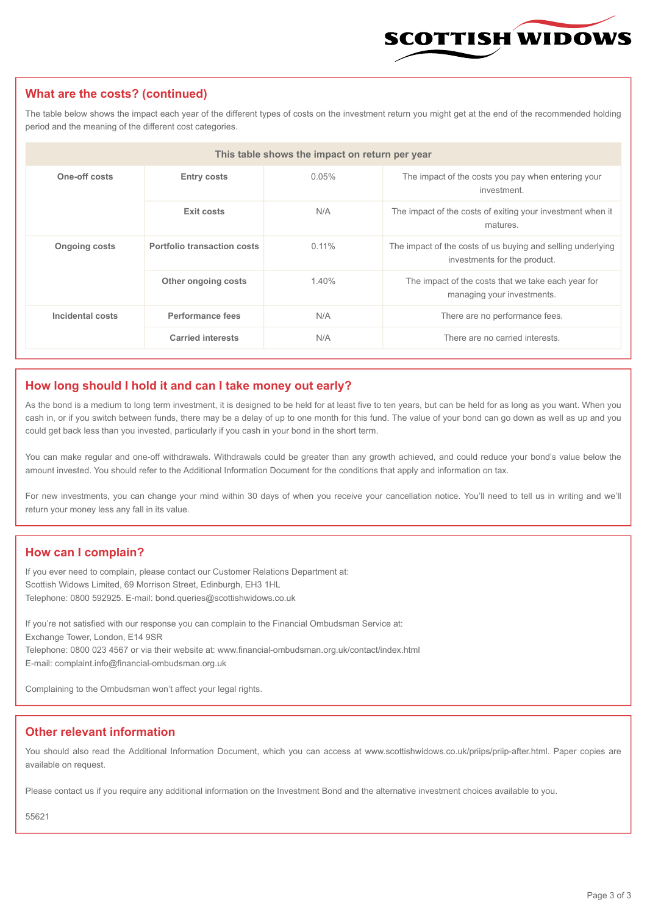## What are the costs? (continued)

The table below shows the impact each year of the different types of costs on the investment return you might get at the end of the recommended holding period and the meaning of the different cost categories.

| This table shows the impact on return per year | | | |
|---|---|---|---|
| **One-off costs** | **Entry costs** | 0.05% | The impact of the costs you pay when entering your investment. |
| | **Exit costs** | N/A | The impact of the costs of exiting your investment when it matures. |
| **Ongoing costs** | **Portfolio transaction costs** | 0.11% | The impact of the costs of us buying and selling underlying investments for the product. |
| | **Other ongoing costs** | 1.40% | The impact of the costs that we take each year for managing your investments. |
| **Incidental costs** | **Performance fees** | N/A | There are no performance fees. |
| | **Carried interests** | N/A | There are no carried interests. |

## How long should I hold it and can I take money out early?

As the bond is a medium to long term investment, it is designed to be held for at least five to ten years, but can be held for as long as you want. When you cash in, or if you switch between funds, there may be a delay of up to one month for this fund. The value of your bond can go down as well as up and you could get back less than you invested, particularly if you cash in your bond in the short term.

You can make regular and one-off withdrawals. Withdrawals could be greater than any growth achieved, and could reduce your bond's value below the amount invested. You should refer to the Additional Information Document for the conditions that apply and information on tax.

For new investments, you can change your mind within 30 days of when you receive your cancellation notice. You'll need to tell us in writing and we'll return your money less any fall in its value.

## How can I complain?

If you ever need to complain, please contact our Customer Relations Department at:
Scottish Widows Limited, 69 Morrison Street, Edinburgh, EH3 1HL
Telephone: 0800 592925. E-mail: bond.queries@scottishwidows.co.uk

If you're not satisfied with our response you can complain to the Financial Ombudsman Service at:
Exchange Tower, London, E14 9SR
Telephone: 0800 023 4567 or via their website at: www.financial-ombudsman.org.uk/contact/index.html
E-mail: complaint.info@financial-ombudsman.org.uk

Complaining to the Ombudsman won't affect your legal rights.

## Other relevant information

You should also read the Additional Information Document, which you can access at www.scottishwidows.co.uk/priips/priip-after.html. Paper copies are available on request.

Please contact us if you require any additional information on the Investment Bond and the alternative investment choices available to you.

55621